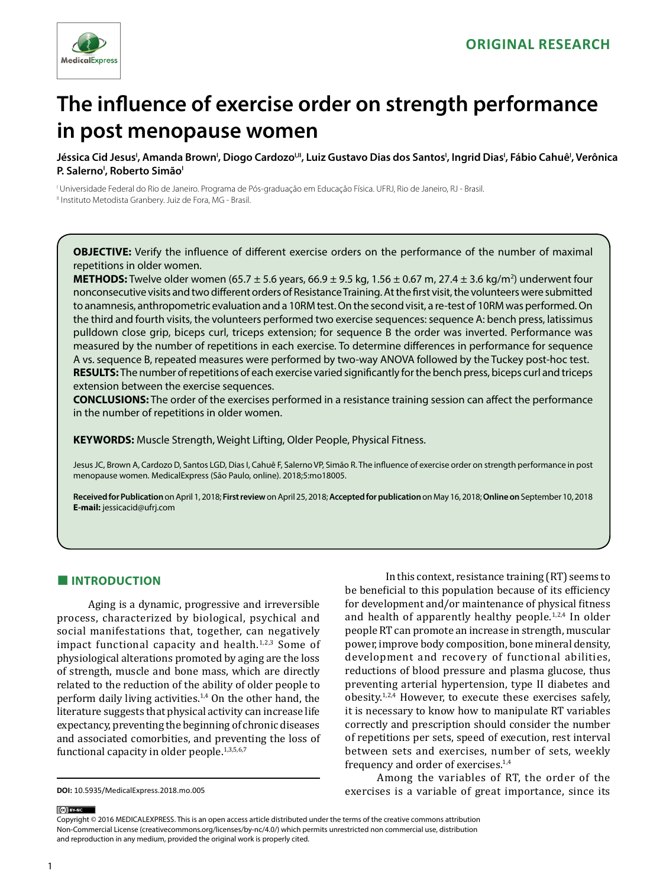ORIGINAL RESEARCH

# The influence of exercise order on strength performance in post menopause women

**Jéssica Cid Jesus[I], Amanda Brown[I], Diogo Cardozo[I,II], Luiz Gustavo Dias dos Santos[I], Ingrid Dias[I], Fábio Cahuê[I], Verônica P. Salerno[I], Roberto Simão[I]**

[I] Universidade Federal do Rio de Janeiro. Programa de Pós-graduação em Educação Física. UFRJ, Rio de Janeiro, RJ - Brasil.
[II] Instituto Metodista Granbery. Juiz de Fora, MG - Brasil.

**OBJECTIVE:** Verify the influence of different exercise orders on the performance of the number of maximal repetitions in older women.
**METHODS:** Twelve older women (65.7 ± 5.6 years, 66.9 ± 9.5 kg, 1.56 ± 0.67 m, 27.4 ± 3.6 kg/m$^2$) underwent four nonconsecutive visits and two different orders of Resistance Training. At the first visit, the volunteers were submitted to anamnesis, anthropometric evaluation and a 10RM test. On the second visit, a re-test of 10RM was performed. On the third and fourth visits, the volunteers performed two exercise sequences: sequence A: bench press, latissimus pulldown close grip, biceps curl, triceps extension; for sequence B the order was inverted. Performance was measured by the number of repetitions in each exercise. To determine differences in performance for sequence A vs. sequence B, repeated measures were performed by two-way ANOVA followed by the Tuckey post-hoc test.
**RESULTS:** The number of repetitions of each exercise varied significantly for the bench press, biceps curl and triceps extension between the exercise sequences.
**CONCLUSIONS:** The order of the exercises performed in a resistance training session can affect the performance in the number of repetitions in older women.

**KEYWORDS:** Muscle Strength, Weight Lifting, Older People, Physical Fitness.

Jesus JC, Brown A, Cardozo D, Santos LGD, Dias I, Cahuê F, Salerno VP, Simão R. The influence of exercise order on strength performance in post menopause women. MedicalExpress (São Paulo, online). 2018;5:mo18005.

**Received for Publication** on April 1, 2018; **First review** on April 25, 2018; **Accepted for publication** on May 16, 2018; **Online on** September 10, 2018
**E-mail:** jessicacid@ufrj.com

## INTRODUCTION

Aging is a dynamic, progressive and irreversible process, characterized by biological, psychical and social manifestations that, together, can negatively impact functional capacity and health.[1,2,3] Some of physiological alterations promoted by aging are the loss of strength, muscle and bone mass, which are directly related to the reduction of the ability of older people to perform daily living activities.[1,4] On the other hand, the literature suggests that physical activity can increase life expectancy, preventing the beginning of chronic diseases and associated comorbities, and preventing the loss of functional capacity in older people.[1,3,5,6,7]

In this context, resistance training (RT) seems to be beneficial to this population because of its efficiency for development and/or maintenance of physical fitness and health of apparently healthy people.[1,2,4] In older people RT can promote an increase in strength, muscular power, improve body composition, bone mineral density, development and recovery of functional abilities, reductions of blood pressure and plasma glucose, thus preventing arterial hypertension, type II diabetes and obesity.[1,2,4] However, to execute these exercises safely, it is necessary to know how to manipulate RT variables correctly and prescription should consider the number of repetitions per sets, speed of execution, rest interval between sets and exercises, number of sets, weekly frequency and order of exercises.[1,4]

Among the variables of RT, the order of the exercises is a variable of great importance, since its

**DOI:** 10.5935/MedicalExpress.2018.mo.005

Copyright © 2016 MEDICALEXPRESS. This is an open access article distributed under the terms of the creative commons attribution Non-Commercial License (creativecommons.org/licenses/by-nc/4.0/) which permits unrestricted non commercial use, distribution and reproduction in any medium, provided the original work is properly cited.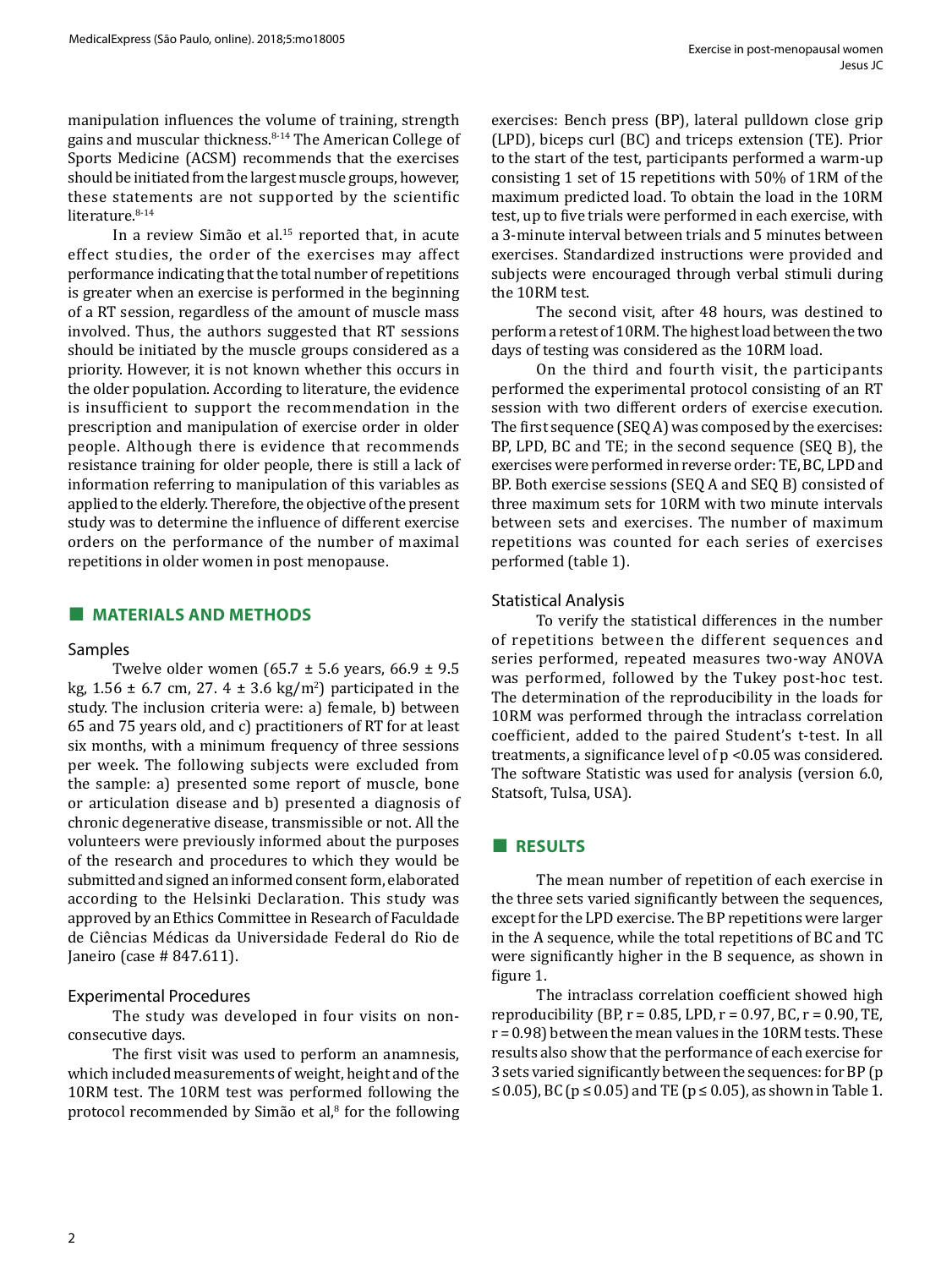manipulation influences the volume of training, strength gains and muscular thickness.[8-14] The American College of Sports Medicine (ACSM) recommends that the exercises should be initiated from the largest muscle groups, however, these statements are not supported by the scientific literature.[8-14]

In a review Simão et al.[15] reported that, in acute effect studies, the order of the exercises may affect performance indicating that the total number of repetitions is greater when an exercise is performed in the beginning of a RT session, regardless of the amount of muscle mass involved. Thus, the authors suggested that RT sessions should be initiated by the muscle groups considered as a priority. However, it is not known whether this occurs in the older population. According to literature, the evidence is insufficient to support the recommendation in the prescription and manipulation of exercise order in older people. Although there is evidence that recommends resistance training for older people, there is still a lack of information referring to manipulation of this variables as applied to the elderly. Therefore, the objective of the present study was to determine the influence of different exercise orders on the performance of the number of maximal repetitions in older women in post menopause.

## MATERIALS AND METHODS

### Samples

Twelve older women (65.7 ± 5.6 years, 66.9 ± 9.5 kg, 1.56 ± 6.7 cm, 27. 4 ± 3.6 kg/m$^2$) participated in the study. The inclusion criteria were: a) female, b) between 65 and 75 years old, and c) practitioners of RT for at least six months, with a minimum frequency of three sessions per week. The following subjects were excluded from the sample: a) presented some report of muscle, bone or articulation disease and b) presented a diagnosis of chronic degenerative disease, transmissible or not. All the volunteers were previously informed about the purposes of the research and procedures to which they would be submitted and signed an informed consent form, elaborated according to the Helsinki Declaration. This study was approved by an Ethics Committee in Research of Faculdade de Ciências Médicas da Universidade Federal do Rio de Janeiro (case # 847.611).

### Experimental Procedures

The study was developed in four visits on non-consecutive days.

The first visit was used to perform an anamnesis, which included measurements of weight, height and of the 10RM test. The 10RM test was performed following the protocol recommended by Simão et al,[8] for the following exercises: Bench press (BP), lateral pulldown close grip (LPD), biceps curl (BC) and triceps extension (TE). Prior to the start of the test, participants performed a warm-up consisting 1 set of 15 repetitions with 50% of 1RM of the maximum predicted load. To obtain the load in the 10RM test, up to five trials were performed in each exercise, with a 3-minute interval between trials and 5 minutes between exercises. Standardized instructions were provided and subjects were encouraged through verbal stimuli during the 10RM test.

The second visit, after 48 hours, was destined to perform a retest of 10RM. The highest load between the two days of testing was considered as the 10RM load.

On the third and fourth visit, the participants performed the experimental protocol consisting of an RT session with two different orders of exercise execution. The first sequence (SEQ A) was composed by the exercises: BP, LPD, BC and TE; in the second sequence (SEQ B), the exercises were performed in reverse order: TE, BC, LPD and BP. Both exercise sessions (SEQ A and SEQ B) consisted of three maximum sets for 10RM with two minute intervals between sets and exercises. The number of maximum repetitions was counted for each series of exercises performed (table 1).

### Statistical Analysis

To verify the statistical differences in the number of repetitions between the different sequences and series performed, repeated measures two-way ANOVA was performed, followed by the Tukey post-hoc test. The determination of the reproducibility in the loads for 10RM was performed through the intraclass correlation coefficient, added to the paired Student's t-test. In all treatments, a significance level of $p < 0.05$ was considered. The software Statistic was used for analysis (version 6.0, Statsoft, Tulsa, USA).

## RESULTS

The mean number of repetition of each exercise in the three sets varied significantly between the sequences, except for the LPD exercise. The BP repetitions were larger in the A sequence, while the total repetitions of BC and TC were significantly higher in the B sequence, as shown in figure 1.

The intraclass correlation coefficient showed high reproducibility (BP, r = 0.85, LPD, r = 0.97, BC, r = 0.90, TE, r = 0.98) between the mean values in the 10RM tests. These results also show that the performance of each exercise for 3 sets varied significantly between the sequences: for BP ($p \leq 0.05$), BC ($p \leq 0.05$) and TE ($p \leq 0.05$), as shown in Table 1.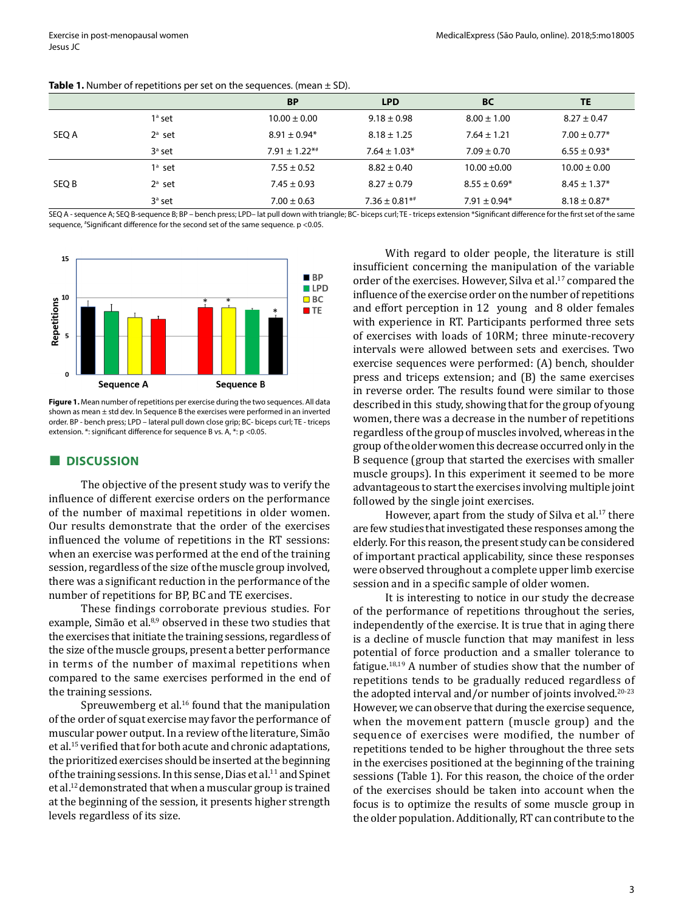**Table 1.** Number of repetitions per set on the sequences. (mean ± SD).

| | | BP | LPD | BC | TE |
|---|---|---|---|---|---|
| SEQ A | 1ª set | 10.00 ± 0.00 | 9.18 ± 0.98 | 8.00 ± 1.00 | 8.27 ± 0.47 |
| | 2ª set | 8.91 ± 0.94* | 8.18 ± 1.25 | 7.64 ± 1.21 | 7.00 ± 0.77* |
| | 3ª set | 7.91 ± 1.22*# | 7.64 ± 1.03* | 7.09 ± 0.70 | 6.55 ± 0.93* |
| SEQ B | 1ª set | 7.55 ± 0.52 | 8.82 ± 0.40 | 10.00 ±0.00 | 10.00 ± 0.00 |
| | 2ª set | 7.45 ± 0.93 | 8.27 ± 0.79 | 8.55 ± 0.69* | 8.45 ± 1.37* |
| | 3ª set | 7.00 ± 0.63 | 7.36 ± 0.81*# | 7.91 ± 0.94* | 8.18 ± 0.87* |

SEQ A - sequence A; SEQ B-sequence B; BP – bench press; LPD– lat pull down with triangle; BC- biceps curl; TE - triceps extension *Significant difference for the first set of the same sequence, #Significant difference for the second set of the same sequence. p <0.05.

**Figure 1.** Mean number of repetitions per exercise during the two sequences. All data shown as mean ± std dev. In Sequence B the exercises were performed in an inverted order. BP - bench press; LPD – lateral pull down close grip; BC- biceps curl; TE - triceps extension. *: significant difference for sequence B vs. A, *: p <0.05.

## DISCUSSION

The objective of the present study was to verify the influence of different exercise orders on the performance of the number of maximal repetitions in older women. Our results demonstrate that the order of the exercises influenced the volume of repetitions in the RT sessions: when an exercise was performed at the end of the training session, regardless of the size of the muscle group involved, there was a significant reduction in the performance of the number of repetitions for BP, BC and TE exercises.

These findings corroborate previous studies. For example, Simão et al.[8,9] observed in these two studies that the exercises that initiate the training sessions, regardless of the size of the muscle groups, present a better performance in terms of the number of maximal repetitions when compared to the same exercises performed in the end of the training sessions.

Spreuwemberg et al.[16] found that the manipulation of the order of squat exercise may favor the performance of muscular power output. In a review of the literature, Simão et al.[15] verified that for both acute and chronic adaptations, the prioritized exercises should be inserted at the beginning of the training sessions. In this sense, Dias et al.[11] and Spinet et al.[12] demonstrated that when a muscular group is trained at the beginning of the session, it presents higher strength levels regardless of its size.

With regard to older people, the literature is still insufficient concerning the manipulation of the variable order of the exercises. However, Silva et al.[17] compared the influence of the exercise order on the number of repetitions and effort perception in 12 young and 8 older females with experience in RT. Participants performed three sets of exercises with loads of 10RM; three minute-recovery intervals were allowed between sets and exercises. Two exercise sequences were performed: (A) bench, shoulder press and triceps extension; and (B) the same exercises in reverse order. The results found were similar to those described in this study, showing that for the group of young women, there was a decrease in the number of repetitions regardless of the group of muscles involved, whereas in the group of the older women this decrease occurred only in the B sequence (group that started the exercises with smaller muscle groups). In this experiment it seemed to be more advantageous to start the exercises involving multiple joint followed by the single joint exercises.

However, apart from the study of Silva et al.[17] there are few studies that investigated these responses among the elderly. For this reason, the present study can be considered of important practical applicability, since these responses were observed throughout a complete upper limb exercise session and in a specific sample of older women.

It is interesting to notice in our study the decrease of the performance of repetitions throughout the series, independently of the exercise. It is true that in aging there is a decline of muscle function that may manifest in less potential of force production and a smaller tolerance to fatigue.[18,19] A number of studies show that the number of repetitions tends to be gradually reduced regardless of the adopted interval and/or number of joints involved.[20-23] However, we can observe that during the exercise sequence, when the movement pattern (muscle group) and the sequence of exercises were modified, the number of repetitions tended to be higher throughout the three sets in the exercises positioned at the beginning of the training sessions (Table 1). For this reason, the choice of the order of the exercises should be taken into account when the focus is to optimize the results of some muscle group in the older population. Additionally, RT can contribute to the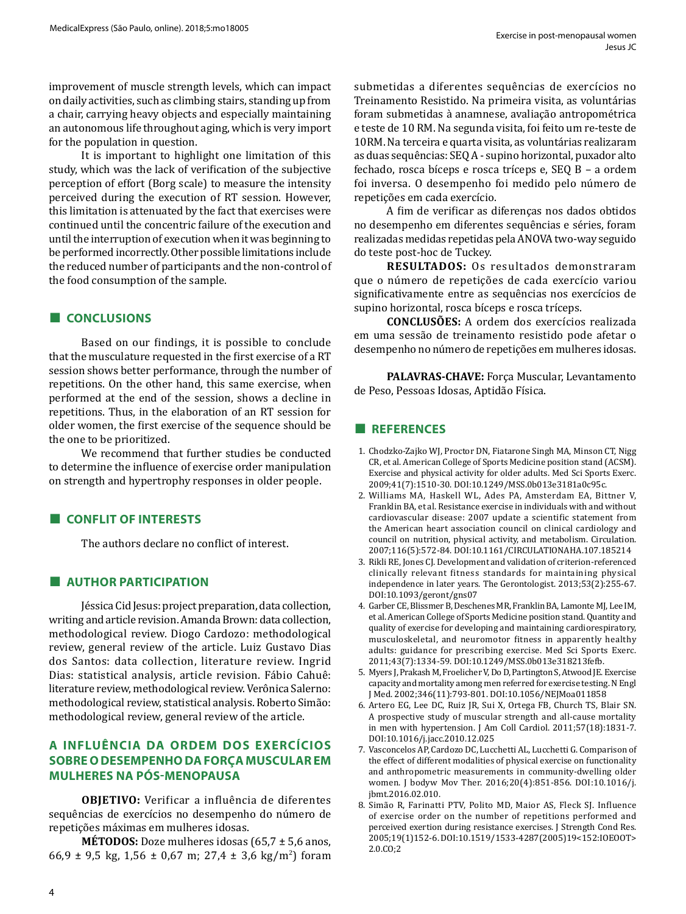improvement of muscle strength levels, which can impact on daily activities, such as climbing stairs, standing up from a chair, carrying heavy objects and especially maintaining an autonomous life throughout aging, which is very import for the population in question.

It is important to highlight one limitation of this study, which was the lack of verification of the subjective perception of effort (Borg scale) to measure the intensity perceived during the execution of RT session. However, this limitation is attenuated by the fact that exercises were continued until the concentric failure of the execution and until the interruption of execution when it was beginning to be performed incorrectly. Other possible limitations include the reduced number of participants and the non-control of the food consumption of the sample.

## CONCLUSIONS

Based on our findings, it is possible to conclude that the musculature requested in the first exercise of a RT session shows better performance, through the number of repetitions. On the other hand, this same exercise, when performed at the end of the session, shows a decline in repetitions. Thus, in the elaboration of an RT session for older women, the first exercise of the sequence should be the one to be prioritized.

We recommend that further studies be conducted to determine the influence of exercise order manipulation on strength and hypertrophy responses in older people.

## CONFLIT OF INTERESTS

The authors declare no conflict of interest.

## AUTHOR PARTICIPATION

Jéssica Cid Jesus: project preparation, data collection, writing and article revision. Amanda Brown: data collection, methodological review. Diogo Cardozo: methodological review, general review of the article. Luiz Gustavo Dias dos Santos: data collection, literature review. Ingrid Dias: statistical analysis, article revision. Fábio Cahuê: literature review, methodological review. Verônica Salerno: methodological review, statistical analysis. Roberto Simão: methodological review, general review of the article.

## A INFLUÊNCIA DA ORDEM DOS EXERCÍCIOS SOBRE O DESEMPENHO DA FORÇA MUSCULAR EM MULHERES NA PÓS-MENOPAUSA

**OBJETIVO:** Verificar a influência de diferentes sequências de exercícios no desempenho do número de repetições máximas em mulheres idosas.

**MÉTODOS:** Doze mulheres idosas (65,7 ± 5,6 anos, 66,9 ± 9,5 kg, 1,56 ± 0,67 m; 27,4 ± 3,6 kg/m$^2$) foram submetidas a diferentes sequências de exercícios no Treinamento Resistido. Na primeira visita, as voluntárias foram submetidas à anamnese, avaliação antropométrica e teste de 10 RM. Na segunda visita, foi feito um re-teste de 10RM. Na terceira e quarta visita, as voluntárias realizaram as duas sequências: SEQ A - supino horizontal, puxador alto fechado, rosca bíceps e rosca tríceps e, SEQ B – a ordem foi inversa. O desempenho foi medido pelo número de repetições em cada exercício.

A fim de verificar as diferenças nos dados obtidos no desempenho em diferentes sequências e séries, foram realizadas medidas repetidas pela ANOVA two-way seguido do teste post-hoc de Tuckey.

**RESULTADOS:** Os resultados demonstraram que o número de repetições de cada exercício variou significativamente entre as sequências nos exercícios de supino horizontal, rosca bíceps e rosca tríceps.

**CONCLUSÕES:** A ordem dos exercícios realizada em uma sessão de treinamento resistido pode afetar o desempenho no número de repetições em mulheres idosas.

**PALAVRAS-CHAVE:** Força Muscular, Levantamento de Peso, Pessoas Idosas, Aptidão Física.

## REFERENCES

1. Chodzko-Zajko WJ, Proctor DN, Fiatarone Singh MA, Minson CT, Nigg CR, et al. American College of Sports Medicine position stand (ACSM). Exercise and physical activity for older adults. Med Sci Sports Exerc. 2009;41(7):1510-30. DOI:10.1249/MSS.0b013e3181a0c95c.
2. Williams MA, Haskell WL, Ades PA, Amsterdam EA, Bittner V, Franklin BA, et al. Resistance exercise in individuals with and without cardiovascular disease: 2007 update a scientific statement from the American heart association council on clinical cardiology and council on nutrition, physical activity, and metabolism. Circulation. 2007;116(5):572-84. DOI:10.1161/CIRCULATIONAHA.107.185214
3. Rikli RE, Jones CJ. Development and validation of criterion-referenced clinically relevant fitness standards for maintaining physical independence in later years. The Gerontologist. 2013;53(2):255-67. DOI:10.1093/geront/gns07
4. Garber CE, Blissmer B, Deschenes MR, Franklin BA, Lamonte MJ, Lee IM, et al. American College of Sports Medicine position stand. Quantity and quality of exercise for developing and maintaining cardiorespiratory, musculoskeletal, and neuromotor fitness in apparently healthy adults: guidance for prescribing exercise. Med Sci Sports Exerc. 2011;43(7):1334-59. DOI:10.1249/MSS.0b013e318213fefb.
5. Myers J, Prakash M, Froelicher V, Do D, Partington S, Atwood JE. Exercise capacity and mortality among men referred for exercise testing. N Engl J Med. 2002;346(11):793-801. DOI:10.1056/NEJMoa011858
6. Artero EG, Lee DC, Ruiz JR, Sui X, Ortega FB, Church TS, Blair SN. A prospective study of muscular strength and all-cause mortality in men with hypertension. J Am Coll Cardiol. 2011;57(18):1831-7. DOI:10.1016/j.jacc.2010.12.025
7. Vasconcelos AP, Cardozo DC, Lucchetti AL, Lucchetti G. Comparison of the effect of different modalities of physical exercise on functionality and anthropometric measurements in community-dwelling older women. J bodyw Mov Ther. 2016;20(4):851-856. DOI:10.1016/j.jbmt.2016.02.010.
8. Simão R, Farinatti PTV, Polito MD, Maior AS, Fleck SJ. Influence of exercise order on the number of repetitions performed and perceived exertion during resistance exercises. J Strength Cond Res. 2005;19(1)152-6. DOI:10.1519/1533-4287(2005)19<152:IOEOOT>2.0.CO;2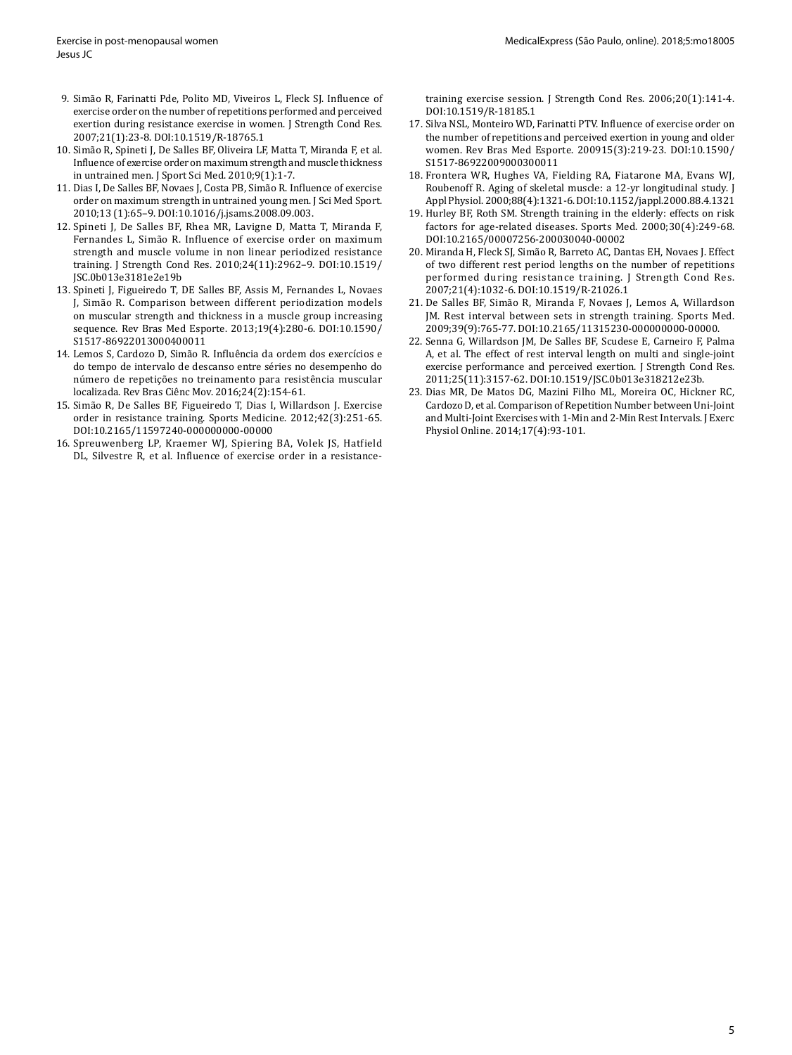9. Simão R, Farinatti Pde, Polito MD, Viveiros L, Fleck SJ. Influence of exercise order on the number of repetitions performed and perceived exertion during resistance exercise in women. J Strength Cond Res. 2007;21(1):23-8. DOI:10.1519/R-18765.1
10. Simão R, Spineti J, De Salles BF, Oliveira LF, Matta T, Miranda F, et al. Influence of exercise order on maximum strength and muscle thickness in untrained men. J Sport Sci Med. 2010;9(1):1-7.
11. Dias I, De Salles BF, Novaes J, Costa PB, Simão R. Influence of exercise order on maximum strength in untrained young men. J Sci Med Sport. 2010;13 (1):65–9. DOI:10.1016/j.jsams.2008.09.003.
12. Spineti J, De Salles BF, Rhea MR, Lavigne D, Matta T, Miranda F, Fernandes L, Simão R. Influence of exercise order on maximum strength and muscle volume in non linear periodized resistance training. J Strength Cond Res. 2010;24(11):2962–9. DOI:10.1519/JSC.0b013e3181e2e19b
13. Spineti J, Figueiredo T, DE Salles BF, Assis M, Fernandes L, Novaes J, Simão R. Comparison between different periodization models on muscular strength and thickness in a muscle group increasing sequence. Rev Bras Med Esporte. 2013;19(4):280-6. DOI:10.1590/S1517-86922013000400011
14. Lemos S, Cardozo D, Simão R. Influência da ordem dos exercícios e do tempo de intervalo de descanso entre séries no desempenho do número de repetições no treinamento para resistência muscular localizada. Rev Bras Ciênc Mov. 2016;24(2):154-61.
15. Simão R, De Salles BF, Figueiredo T, Dias I, Willardson J. Exercise order in resistance training. Sports Medicine. 2012;42(3):251-65. DOI:10.2165/11597240-000000000-00000
16. Spreuwenberg LP, Kraemer WJ, Spiering BA, Volek JS, Hatfield DL, Silvestre R, et al. Influence of exercise order in a resistance-training exercise session. J Strength Cond Res. 2006;20(1):141-4. DOI:10.1519/R-18185.1
17. Silva NSL, Monteiro WD, Farinatti PTV. Influence of exercise order on the number of repetitions and perceived exertion in young and older women. Rev Bras Med Esporte. 200915(3):219-23. DOI:10.1590/S1517-86922009000300011
18. Frontera WR, Hughes VA, Fielding RA, Fiatarone MA, Evans WJ, Roubenoff R. Aging of skeletal muscle: a 12-yr longitudinal study. J Appl Physiol. 2000;88(4):1321-6. DOI:10.1152/jappl.2000.88.4.1321
19. Hurley BF, Roth SM. Strength training in the elderly: effects on risk factors for age-related diseases. Sports Med. 2000;30(4):249-68. DOI:10.2165/00007256-200030040-00002
20. Miranda H, Fleck SJ, Simão R, Barreto AC, Dantas EH, Novaes J. Effect of two different rest period lengths on the number of repetitions performed during resistance training. J Strength Cond Res. 2007;21(4):1032-6. DOI:10.1519/R-21026.1
21. De Salles BF, Simão R, Miranda F, Novaes J, Lemos A, Willardson JM. Rest interval between sets in strength training. Sports Med. 2009;39(9):765-77. DOI:10.2165/11315230-000000000-00000.
22. Senna G, Willardson JM, De Salles BF, Scudese E, Carneiro F, Palma A, et al. The effect of rest interval length on multi and single-joint exercise performance and perceived exertion. J Strength Cond Res. 2011;25(11):3157-62. DOI:10.1519/JSC.0b013e318212e23b.
23. Dias MR, De Matos DG, Mazini Filho ML, Moreira OC, Hickner RC, Cardozo D, et al. Comparison of Repetition Number between Uni-Joint and Multi-Joint Exercises with 1-Min and 2-Min Rest Intervals. J Exerc Physiol Online. 2014;17(4):93-101.